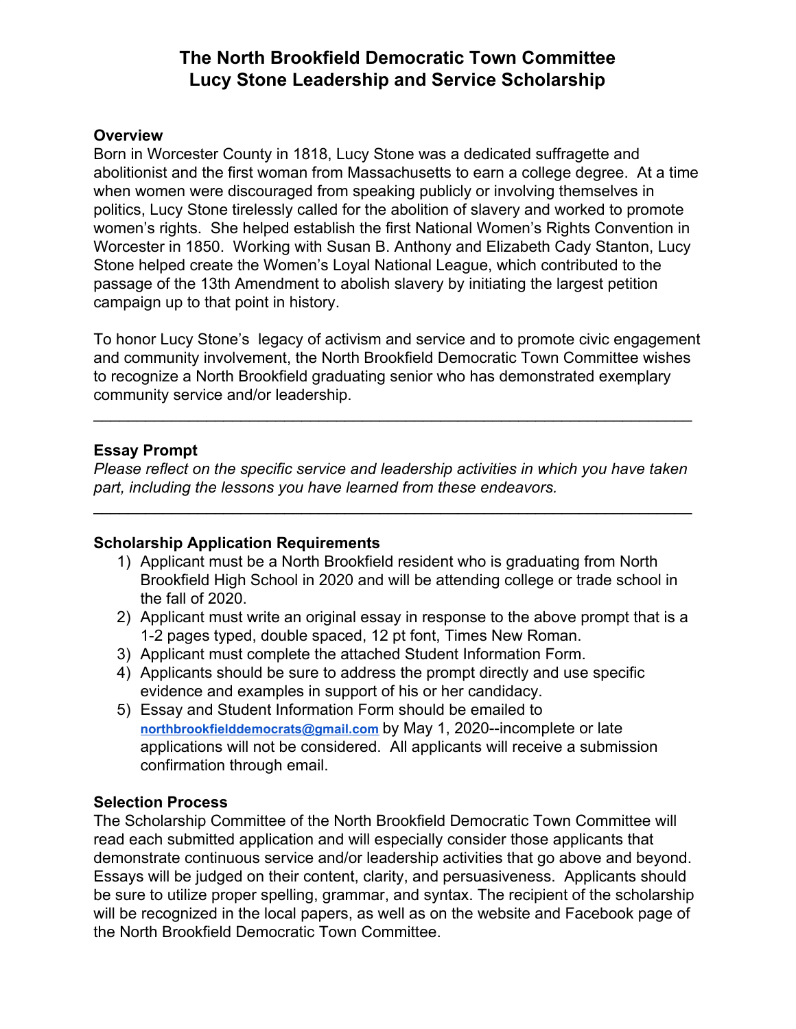# The North Brookfield Democratic Town Committee
# Lucy Stone Leadership and Service Scholarship

### Overview

Born in Worcester County in 1818, Lucy Stone was a dedicated suffragette and abolitionist and the first woman from Massachusetts to earn a college degree. At a time when women were discouraged from speaking publicly or involving themselves in politics, Lucy Stone tirelessly called for the abolition of slavery and worked to promote women's rights. She helped establish the first National Women's Rights Convention in Worcester in 1850. Working with Susan B. Anthony and Elizabeth Cady Stanton, Lucy Stone helped create the Women's Loyal National League, which contributed to the passage of the 13th Amendment to abolish slavery by initiating the largest petition campaign up to that point in history.

To honor Lucy Stone's legacy of activism and service and to promote civic engagement and community involvement, the North Brookfield Democratic Town Committee wishes to recognize a North Brookfield graduating senior who has demonstrated exemplary community service and/or leadership.

---

### Essay Prompt

*Please reflect on the specific service and leadership activities in which you have taken part, including the lessons you have learned from these endeavors.*

---

### Scholarship Application Requirements

1) Applicant must be a North Brookfield resident who is graduating from North Brookfield High School in 2020 and will be attending college or trade school in the fall of 2020.
2) Applicant must write an original essay in response to the above prompt that is a 1-2 pages typed, double spaced, 12 pt font, Times New Roman.
3) Applicant must complete the attached Student Information Form.
4) Applicants should be sure to address the prompt directly and use specific evidence and examples in support of his or her candidacy.
5) Essay and Student Information Form should be emailed to **northbrookfielddemocrats@gmail.com** by May 1, 2020--incomplete or late applications will not be considered. All applicants will receive a submission confirmation through email.

### Selection Process

The Scholarship Committee of the North Brookfield Democratic Town Committee will read each submitted application and will especially consider those applicants that demonstrate continuous service and/or leadership activities that go above and beyond. Essays will be judged on their content, clarity, and persuasiveness. Applicants should be sure to utilize proper spelling, grammar, and syntax. The recipient of the scholarship will be recognized in the local papers, as well as on the website and Facebook page of the North Brookfield Democratic Town Committee.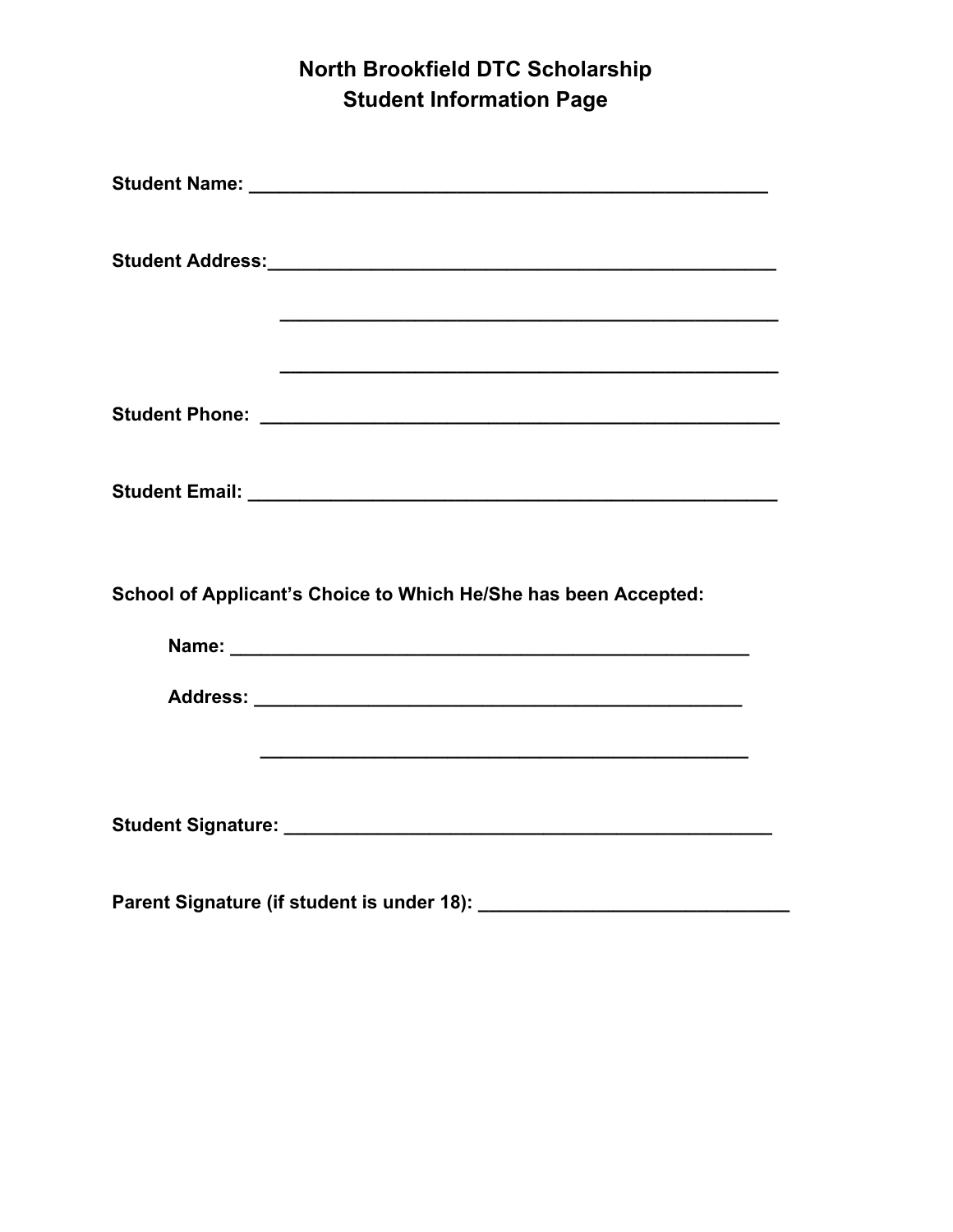# North Brookfield DTC Scholarship
## Student Information Page

**Student Name:** ______________________________________________

**Student Address:**______________________________________________

______________________________________________

______________________________________________

**Student Phone:** ______________________________________________

**Student Email:** ______________________________________________

**School of Applicant's Choice to Which He/She has been Accepted:**

**Name:** ______________________________________________

**Address:** ______________________________________________

______________________________________________

**Student Signature:** ______________________________________________

**Parent Signature (if student is under 18):** ______________________________